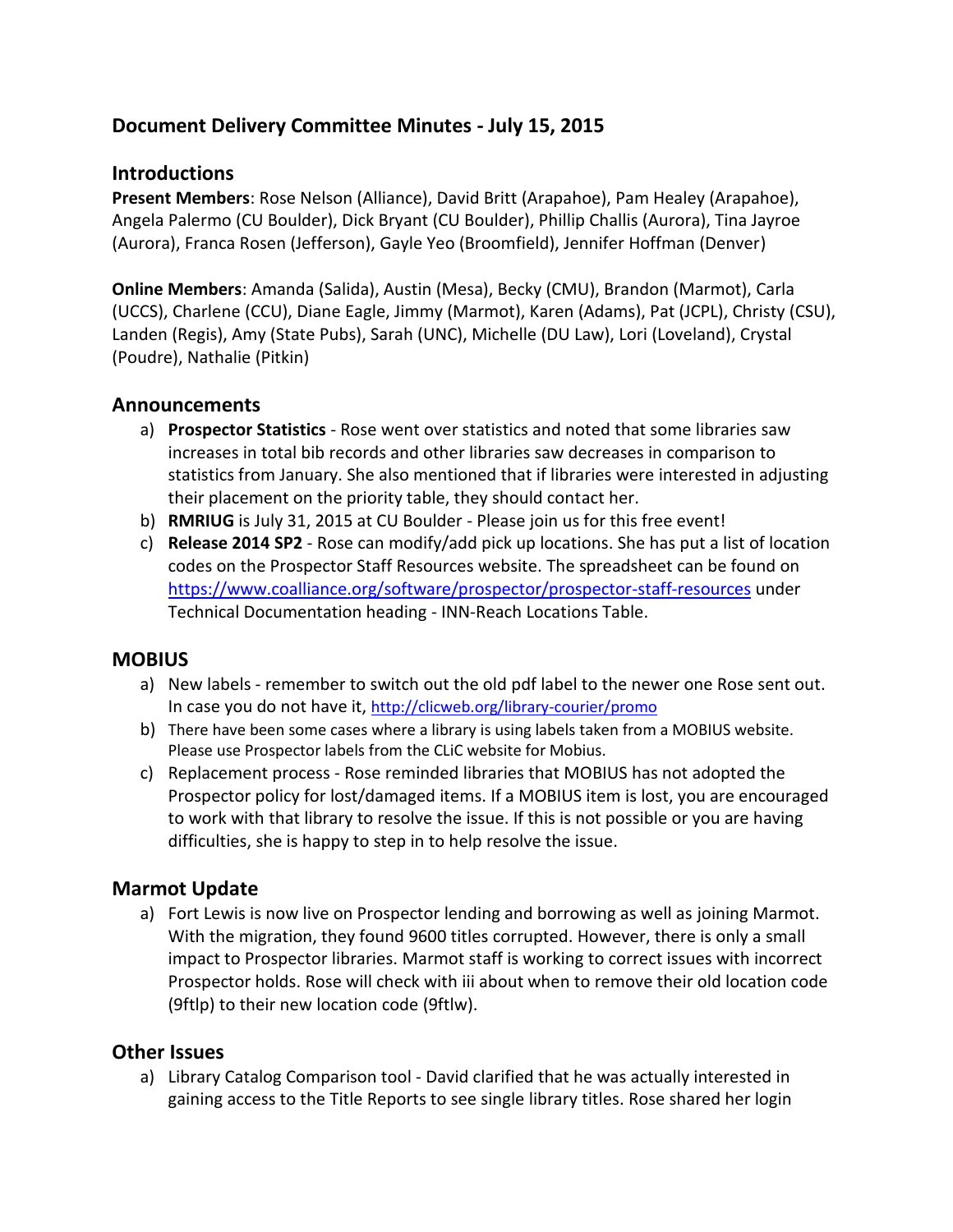# Document Delivery Committee Minutes - July 15, 2015

## Introductions

**Present Members**: Rose Nelson (Alliance), David Britt (Arapahoe), Pam Healey (Arapahoe), Angela Palermo (CU Boulder), Dick Bryant (CU Boulder), Phillip Challis (Aurora), Tina Jayroe (Aurora), Franca Rosen (Jefferson), Gayle Yeo (Broomfield), Jennifer Hoffman (Denver)

**Online Members**: Amanda (Salida), Austin (Mesa), Becky (CMU), Brandon (Marmot), Carla (UCCS), Charlene (CCU), Diane Eagle, Jimmy (Marmot), Karen (Adams), Pat (JCPL), Christy (CSU), Landen (Regis), Amy (State Pubs), Sarah (UNC), Michelle (DU Law), Lori (Loveland), Crystal (Poudre), Nathalie (Pitkin)

## Announcements

a) **Prospector Statistics** - Rose went over statistics and noted that some libraries saw increases in total bib records and other libraries saw decreases in comparison to statistics from January. She also mentioned that if libraries were interested in adjusting their placement on the priority table, they should contact her.

b) **RMRIUG** is July 31, 2015 at CU Boulder - Please join us for this free event!

c) **Release 2014 SP2** - Rose can modify/add pick up locations. She has put a list of location codes on the Prospector Staff Resources website. The spreadsheet can be found on https://www.coalliance.org/software/prospector/prospector-staff-resources under Technical Documentation heading - INN-Reach Locations Table.

## MOBIUS

a) New labels - remember to switch out the old pdf label to the newer one Rose sent out. In case you do not have it, http://clicweb.org/library-courier/promo

b) There have been some cases where a library is using labels taken from a MOBIUS website. Please use Prospector labels from the CLiC website for Mobius.

c) Replacement process - Rose reminded libraries that MOBIUS has not adopted the Prospector policy for lost/damaged items. If a MOBIUS item is lost, you are encouraged to work with that library to resolve the issue. If this is not possible or you are having difficulties, she is happy to step in to help resolve the issue.

## Marmot Update

a) Fort Lewis is now live on Prospector lending and borrowing as well as joining Marmot. With the migration, they found 9600 titles corrupted. However, there is only a small impact to Prospector libraries. Marmot staff is working to correct issues with incorrect Prospector holds. Rose will check with iii about when to remove their old location code (9ftlp) to their new location code (9ftlw).

## Other Issues

a) Library Catalog Comparison tool - David clarified that he was actually interested in gaining access to the Title Reports to see single library titles. Rose shared her login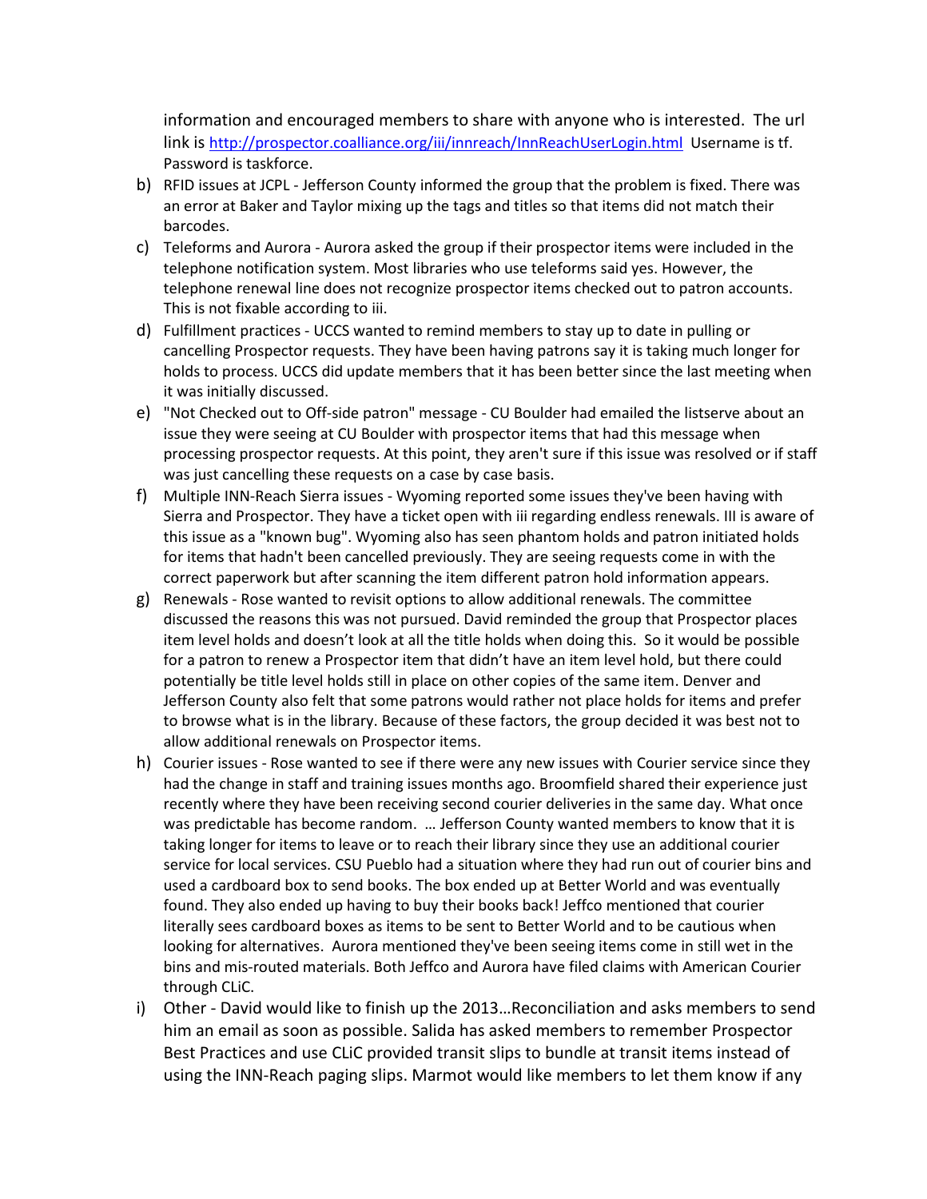information and encouraged members to share with anyone who is interested. The url link is http://prospector.coalliance.org/iii/innreach/InnReachUserLogin.html Username is tf. Password is taskforce.

b) RFID issues at JCPL - Jefferson County informed the group that the problem is fixed. There was an error at Baker and Taylor mixing up the tags and titles so that items did not match their barcodes.

c) Teleforms and Aurora - Aurora asked the group if their prospector items were included in the telephone notification system. Most libraries who use teleforms said yes. However, the telephone renewal line does not recognize prospector items checked out to patron accounts. This is not fixable according to iii.

d) Fulfillment practices - UCCS wanted to remind members to stay up to date in pulling or cancelling Prospector requests. They have been having patrons say it is taking much longer for holds to process. UCCS did update members that it has been better since the last meeting when it was initially discussed.

e) "Not Checked out to Off-side patron" message - CU Boulder had emailed the listserve about an issue they were seeing at CU Boulder with prospector items that had this message when processing prospector requests. At this point, they aren't sure if this issue was resolved or if staff was just cancelling these requests on a case by case basis.

f) Multiple INN-Reach Sierra issues - Wyoming reported some issues they've been having with Sierra and Prospector. They have a ticket open with iii regarding endless renewals. III is aware of this issue as a "known bug". Wyoming also has seen phantom holds and patron initiated holds for items that hadn't been cancelled previously. They are seeing requests come in with the correct paperwork but after scanning the item different patron hold information appears.

g) Renewals - Rose wanted to revisit options to allow additional renewals. The committee discussed the reasons this was not pursued. David reminded the group that Prospector places item level holds and doesn't look at all the title holds when doing this. So it would be possible for a patron to renew a Prospector item that didn't have an item level hold, but there could potentially be title level holds still in place on other copies of the same item. Denver and Jefferson County also felt that some patrons would rather not place holds for items and prefer to browse what is in the library. Because of these factors, the group decided it was best not to allow additional renewals on Prospector items.

h) Courier issues - Rose wanted to see if there were any new issues with Courier service since they had the change in staff and training issues months ago. Broomfield shared their experience just recently where they have been receiving second courier deliveries in the same day. What once was predictable has become random. … Jefferson County wanted members to know that it is taking longer for items to leave or to reach their library since they use an additional courier service for local services. CSU Pueblo had a situation where they had run out of courier bins and used a cardboard box to send books. The box ended up at Better World and was eventually found. They also ended up having to buy their books back! Jeffco mentioned that courier literally sees cardboard boxes as items to be sent to Better World and to be cautious when looking for alternatives. Aurora mentioned they've been seeing items come in still wet in the bins and mis-routed materials. Both Jeffco and Aurora have filed claims with American Courier through CLiC.

i) Other - David would like to finish up the 2013…Reconciliation and asks members to send him an email as soon as possible. Salida has asked members to remember Prospector Best Practices and use CLiC provided transit slips to bundle at transit items instead of using the INN-Reach paging slips. Marmot would like members to let them know if any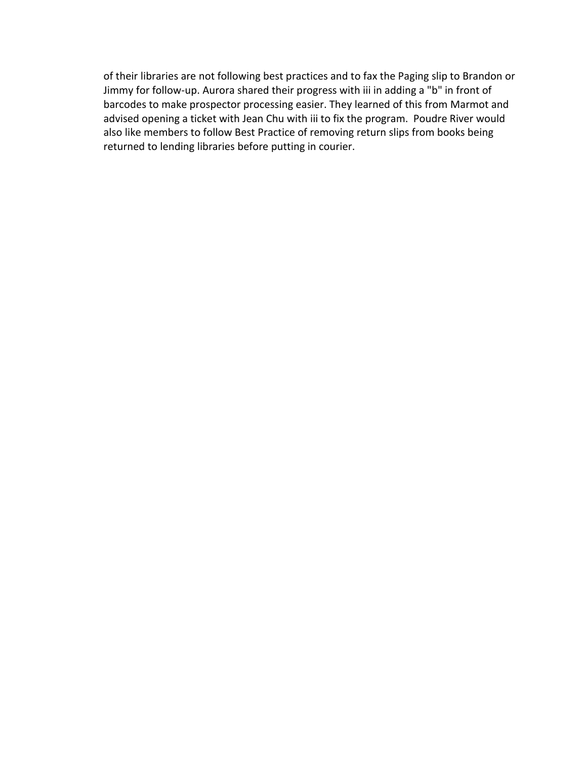of their libraries are not following best practices and to fax the Paging slip to Brandon or Jimmy for follow-up. Aurora shared their progress with iii in adding a "b" in front of barcodes to make prospector processing easier. They learned of this from Marmot and advised opening a ticket with Jean Chu with iii to fix the program. Poudre River would also like members to follow Best Practice of removing return slips from books being returned to lending libraries before putting in courier.